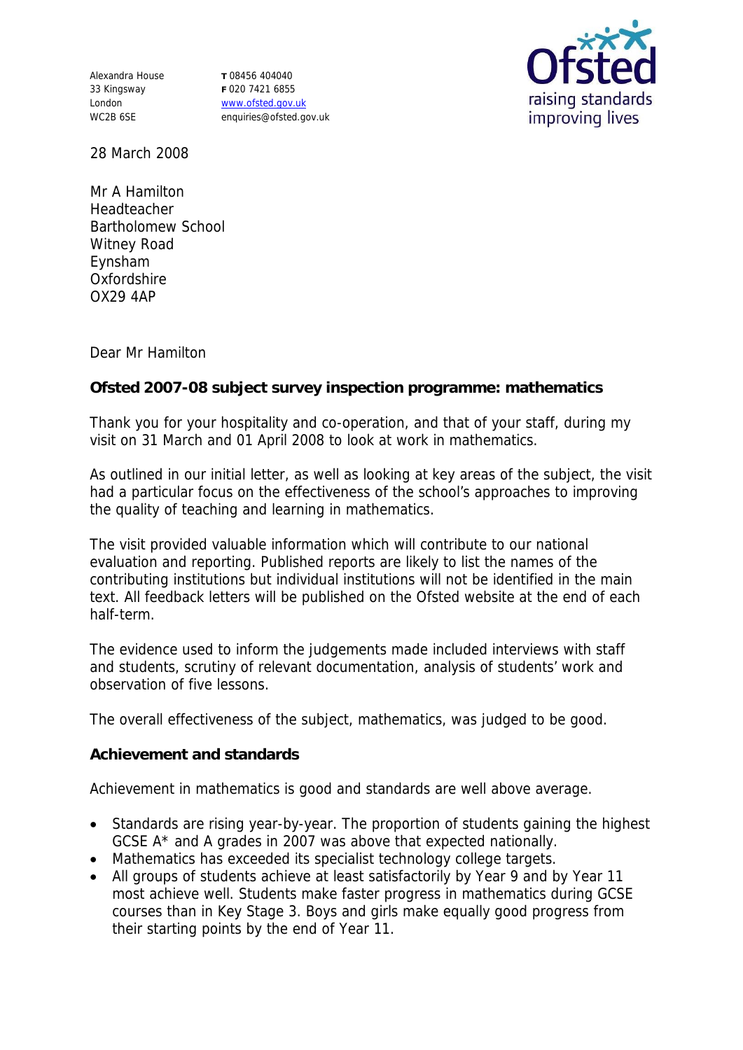Alexandra House
33 Kingsway
London
WC2B 6SE

**T** 08456 404040
**F** 020 7421 6855
www.ofsted.gov.uk
enquiries@ofsted.gov.uk

Ofsted
raising standards
improving lives

28 March 2008

Mr A Hamilton
Headteacher
Bartholomew School
Witney Road
Eynsham
Oxfordshire
OX29 4AP

Dear Mr Hamilton

**Ofsted 2007-08 subject survey inspection programme: mathematics**

Thank you for your hospitality and co-operation, and that of your staff, during my visit on 31 March and 01 April 2008 to look at work in mathematics.

As outlined in our initial letter, as well as looking at key areas of the subject, the visit had a particular focus on the effectiveness of the school's approaches to improving the quality of teaching and learning in mathematics.

The visit provided valuable information which will contribute to our national evaluation and reporting. Published reports are likely to list the names of the contributing institutions but individual institutions will not be identified in the main text. All feedback letters will be published on the Ofsted website at the end of each half-term.

The evidence used to inform the judgements made included interviews with staff and students, scrutiny of relevant documentation, analysis of students' work and observation of five lessons.

The overall effectiveness of the subject, mathematics, was judged to be good.

**Achievement and standards**

Achievement in mathematics is good and standards are well above average.

- Standards are rising year-by-year. The proportion of students gaining the highest GCSE A* and A grades in 2007 was above that expected nationally.
- Mathematics has exceeded its specialist technology college targets.
- All groups of students achieve at least satisfactorily by Year 9 and by Year 11 most achieve well. Students make faster progress in mathematics during GCSE courses than in Key Stage 3. Boys and girls make equally good progress from their starting points by the end of Year 11.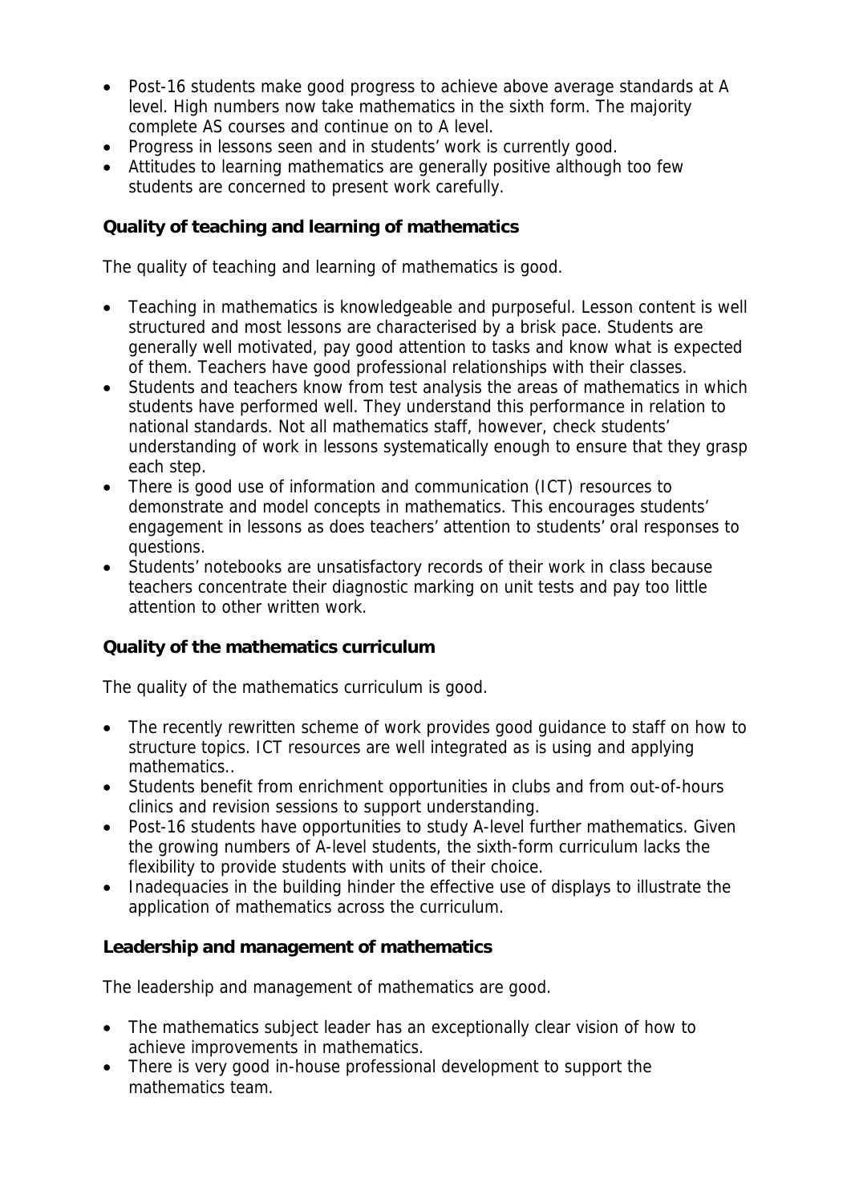- Post-16 students make good progress to achieve above average standards at A level. High numbers now take mathematics in the sixth form. The majority complete AS courses and continue on to A level.
- Progress in lessons seen and in students' work is currently good.
- Attitudes to learning mathematics are generally positive although too few students are concerned to present work carefully.

**Quality of teaching and learning of mathematics**

The quality of teaching and learning of mathematics is good.

- Teaching in mathematics is knowledgeable and purposeful. Lesson content is well structured and most lessons are characterised by a brisk pace. Students are generally well motivated, pay good attention to tasks and know what is expected of them. Teachers have good professional relationships with their classes.
- Students and teachers know from test analysis the areas of mathematics in which students have performed well. They understand this performance in relation to national standards. Not all mathematics staff, however, check students' understanding of work in lessons systematically enough to ensure that they grasp each step.
- There is good use of information and communication (ICT) resources to demonstrate and model concepts in mathematics. This encourages students' engagement in lessons as does teachers' attention to students' oral responses to questions.
- Students' notebooks are unsatisfactory records of their work in class because teachers concentrate their diagnostic marking on unit tests and pay too little attention to other written work.

**Quality of the mathematics curriculum**

The quality of the mathematics curriculum is good.

- The recently rewritten scheme of work provides good guidance to staff on how to structure topics. ICT resources are well integrated as is using and applying mathematics..
- Students benefit from enrichment opportunities in clubs and from out-of-hours clinics and revision sessions to support understanding.
- Post-16 students have opportunities to study A-level further mathematics. Given the growing numbers of A-level students, the sixth-form curriculum lacks the flexibility to provide students with units of their choice.
- Inadequacies in the building hinder the effective use of displays to illustrate the application of mathematics across the curriculum.

**Leadership and management of mathematics**

The leadership and management of mathematics are good.

- The mathematics subject leader has an exceptionally clear vision of how to achieve improvements in mathematics.
- There is very good in-house professional development to support the mathematics team.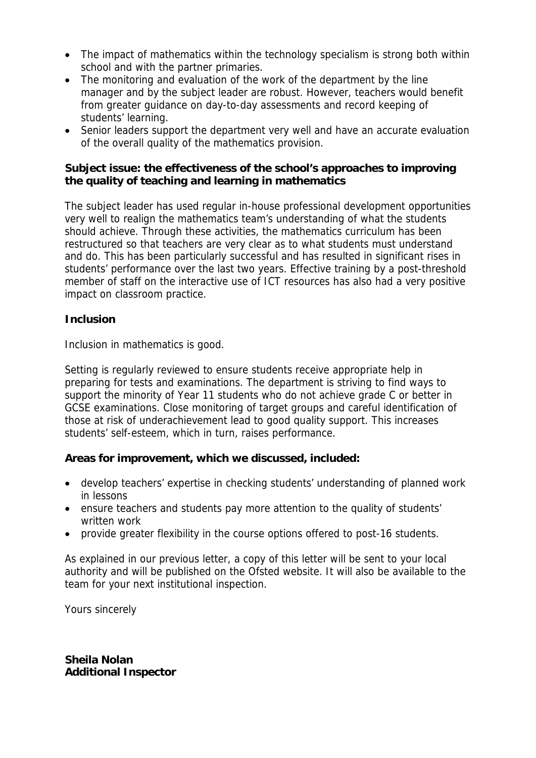- The impact of mathematics within the technology specialism is strong both within school and with the partner primaries.
- The monitoring and evaluation of the work of the department by the line manager and by the subject leader are robust. However, teachers would benefit from greater guidance on day-to-day assessments and record keeping of students' learning.
- Senior leaders support the department very well and have an accurate evaluation of the overall quality of the mathematics provision.

**Subject issue: the effectiveness of the school's approaches to improving the quality of teaching and learning in mathematics**

The subject leader has used regular in-house professional development opportunities very well to realign the mathematics team's understanding of what the students should achieve. Through these activities, the mathematics curriculum has been restructured so that teachers are very clear as to what students must understand and do. This has been particularly successful and has resulted in significant rises in students' performance over the last two years. Effective training by a post-threshold member of staff on the interactive use of ICT resources has also had a very positive impact on classroom practice.

**Inclusion**

Inclusion in mathematics is good.

Setting is regularly reviewed to ensure students receive appropriate help in preparing for tests and examinations. The department is striving to find ways to support the minority of Year 11 students who do not achieve grade C or better in GCSE examinations. Close monitoring of target groups and careful identification of those at risk of underachievement lead to good quality support. This increases students' self-esteem, which in turn, raises performance.

**Areas for improvement, which we discussed, included:**

- develop teachers' expertise in checking students' understanding of planned work in lessons
- ensure teachers and students pay more attention to the quality of students' written work
- provide greater flexibility in the course options offered to post-16 students.

As explained in our previous letter, a copy of this letter will be sent to your local authority and will be published on the Ofsted website. It will also be available to the team for your next institutional inspection.

Yours sincerely

**Sheila Nolan**
**Additional Inspector**